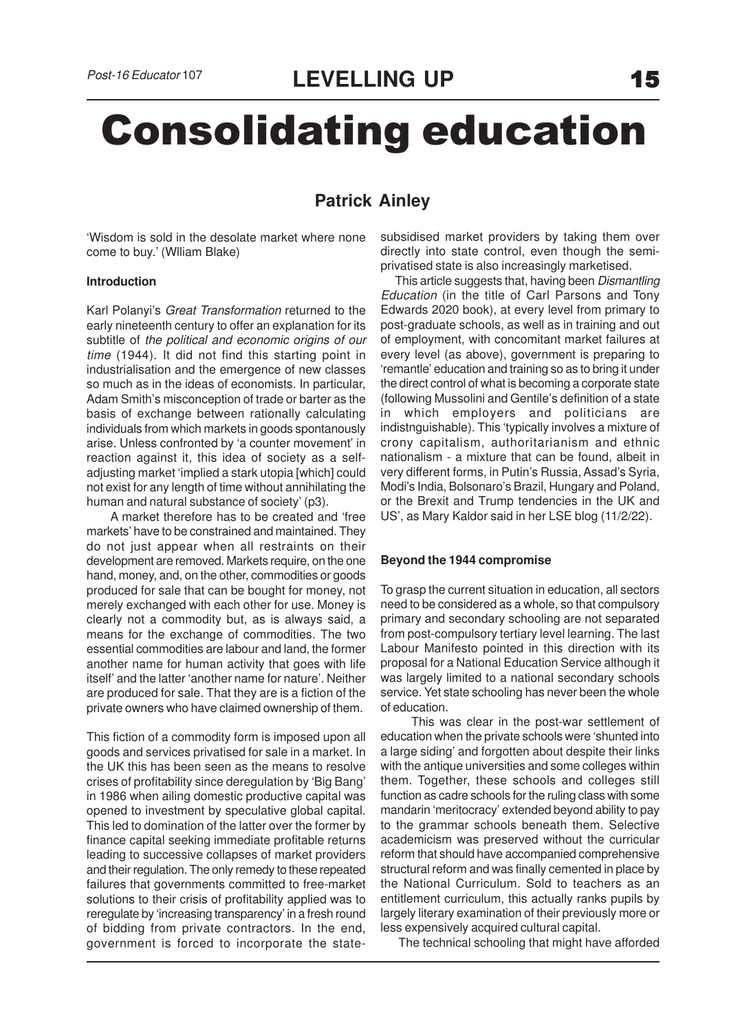# Consolidating education

## Patrick Ainley

'Wisdom is sold in the desolate market where none come to buy.' (Wlliam Blake)

### Introduction

Karl Polanyi's *Great Transformation* returned to the early nineteenth century to offer an explanation for its subtitle of *the political and economic origins of our time* (1944). It did not find this starting point in industrialisation and the emergence of new classes so much as in the ideas of economists. In particular, Adam Smith's misconception of trade or barter as the basis of exchange between rationally calculating individuals from which markets in goods spontanously arise. Unless confronted by 'a counter movement' in reaction against it, this idea of society as a self-adjusting market 'implied a stark utopia [which] could not exist for any length of time without annihilating the human and natural substance of society' (p3).

A market therefore has to be created and 'free markets' have to be constrained and maintained. They do not just appear when all restraints on their development are removed. Markets require, on the one hand, money, and, on the other, commodities or goods produced for sale that can be bought for money, not merely exchanged with each other for use. Money is clearly not a commodity but, as is always said, a means for the exchange of commodities. The two essential commodities are labour and land, the former another name for human activity that goes with life itself' and the latter 'another name for nature'. Neither are produced for sale. That they are is a fiction of the private owners who have claimed ownership of them.

This fiction of a commodity form is imposed upon all goods and services privatised for sale in a market. In the UK this has been seen as the means to resolve crises of profitability since deregulation by 'Big Bang' in 1986 when ailing domestic productive capital was opened to investment by speculative global capital. This led to domination of the latter over the former by finance capital seeking immediate profitable returns leading to successive collapses of market providers and their regulation. The only remedy to these repeated failures that governments committed to free-market solutions to their crisis of profitability applied was to reregulate by 'increasing transparency' in a fresh round of bidding from private contractors. In the end, government is forced to incorporate the state-subsidised market providers by taking them over directly into state control, even though the semi-privatised state is also increasingly marketised.

This article suggests that, having been *Dismantling Education* (in the title of Carl Parsons and Tony Edwards 2020 book), at every level from primary to post-graduate schools, as well as in training and out of employment, with concomitant market failures at every level (as above), government is preparing to 'remantle' education and training so as to bring it under the direct control of what is becoming a corporate state (following Mussolini and Gentile's definition of a state in which employers and politicians are indistnguishable). This 'typically involves a mixture of crony capitalism, authoritarianism and ethnic nationalism - a mixture that can be found, albeit in very different forms, in Putin's Russia, Assad's Syria, Modi's India, Bolsonaro's Brazil, Hungary and Poland, or the Brexit and Trump tendencies in the UK and US', as Mary Kaldor said in her LSE blog (11/2/22).

### Beyond the 1944 compromise

To grasp the current situation in education, all sectors need to be considered as a whole, so that compulsory primary and secondary schooling are not separated from post-compulsory tertiary level learning. The last Labour Manifesto pointed in this direction with its proposal for a National Education Service although it was largely limited to a national secondary schools service. Yet state schooling has never been the whole of education.

This was clear in the post-war settlement of education when the private schools were 'shunted into a large siding' and forgotten about despite their links with the antique universities and some colleges within them. Together, these schools and colleges still function as cadre schools for the ruling class with some mandarin 'meritocracy' extended beyond ability to pay to the grammar schools beneath them. Selective academicism was preserved without the curricular reform that should have accompanied comprehensive structural reform and was finally cemented in place by the National Curriculum. Sold to teachers as an entitlement curriculum, this actually ranks pupils by largely literary examination of their previously more or less expensively acquired cultural capital.

The technical schooling that might have afforded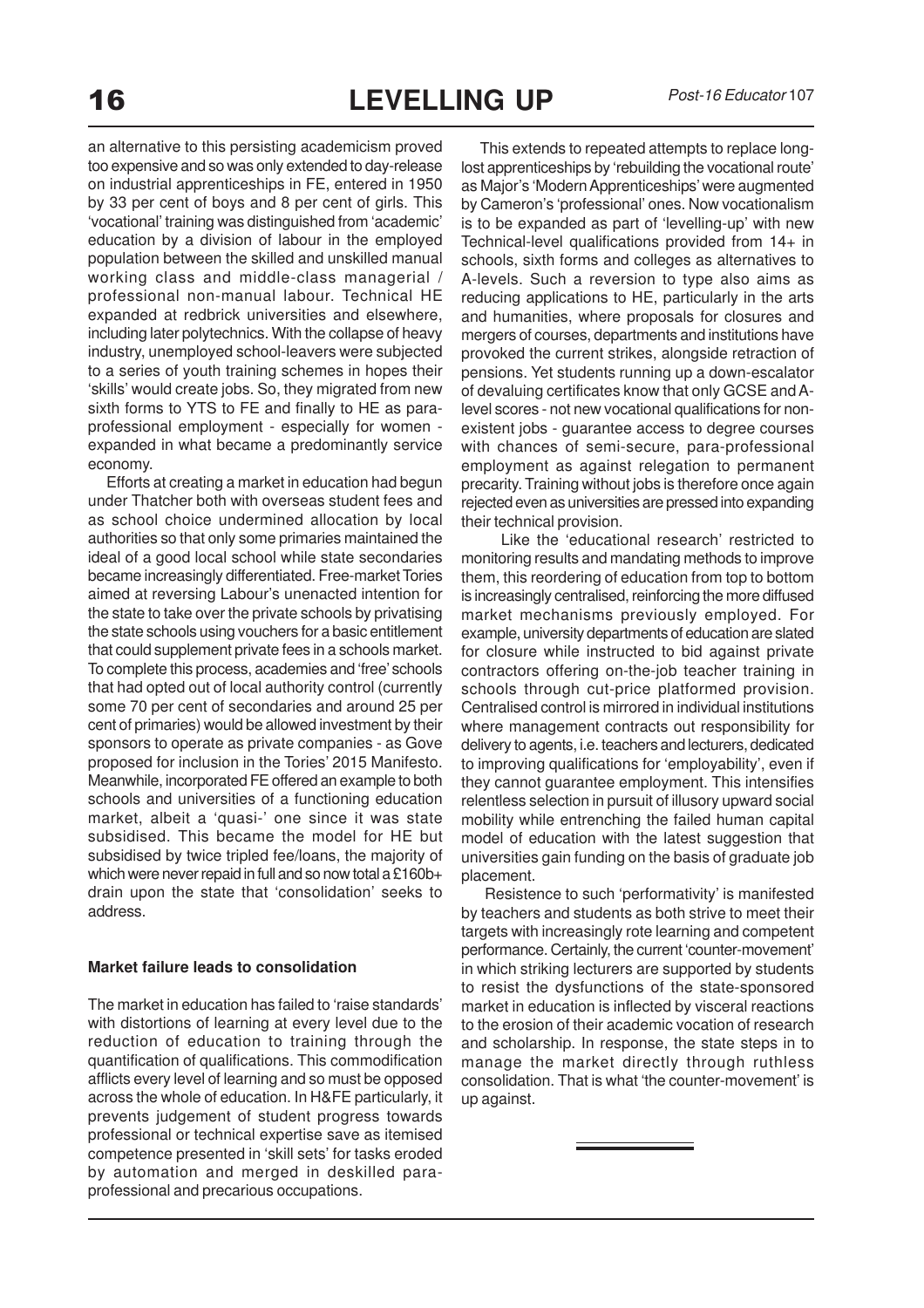an alternative to this persisting academicism proved too expensive and so was only extended to day-release on industrial apprenticeships in FE, entered in 1950 by 33 per cent of boys and 8 per cent of girls. This 'vocational' training was distinguished from 'academic' education by a division of labour in the employed population between the skilled and unskilled manual working class and middle-class managerial / professional non-manual labour. Technical HE expanded at redbrick universities and elsewhere, including later polytechnics. With the collapse of heavy industry, unemployed school-leavers were subjected to a series of youth training schemes in hopes their 'skills' would create jobs. So, they migrated from new sixth forms to YTS to FE and finally to HE as para-professional employment - especially for women - expanded in what became a predominantly service economy.

Efforts at creating a market in education had begun under Thatcher both with overseas student fees and as school choice undermined allocation by local authorities so that only some primaries maintained the ideal of a good local school while state secondaries became increasingly differentiated. Free-market Tories aimed at reversing Labour's unenacted intention for the state to take over the private schools by privatising the state schools using vouchers for a basic entitlement that could supplement private fees in a schools market. To complete this process, academies and 'free' schools that had opted out of local authority control (currently some 70 per cent of secondaries and around 25 per cent of primaries) would be allowed investment by their sponsors to operate as private companies - as Gove proposed for inclusion in the Tories' 2015 Manifesto. Meanwhile, incorporated FE offered an example to both schools and universities of a functioning education market, albeit a 'quasi-' one since it was state subsidised. This became the model for HE but subsidised by twice tripled fee/loans, the majority of which were never repaid in full and so now total a £160b+ drain upon the state that 'consolidation' seeks to address.

**Market failure leads to consolidation**

The market in education has failed to 'raise standards' with distortions of learning at every level due to the reduction of education to training through the quantification of qualifications. This commodification afflicts every level of learning and so must be opposed across the whole of education. In H&FE particularly, it prevents judgement of student progress towards professional or technical expertise save as itemised competence presented in 'skill sets' for tasks eroded by automation and merged in deskilled para-professional and precarious occupations.

This extends to repeated attempts to replace long-lost apprenticeships by 'rebuilding the vocational route' as Major's 'Modern Apprenticeships' were augmented by Cameron's 'professional' ones. Now vocationalism is to be expanded as part of 'levelling-up' with new Technical-level qualifications provided from 14+ in schools, sixth forms and colleges as alternatives to A-levels. Such a reversion to type also aims as reducing applications to HE, particularly in the arts and humanities, where proposals for closures and mergers of courses, departments and institutions have provoked the current strikes, alongside retraction of pensions. Yet students running up a down-escalator of devaluing certificates know that only GCSE and A-level scores - not new vocational qualifications for non-existent jobs - guarantee access to degree courses with chances of semi-secure, para-professional employment as against relegation to permanent precarity. Training without jobs is therefore once again rejected even as universities are pressed into expanding their technical provision.

Like the 'educational research' restricted to monitoring results and mandating methods to improve them, this reordering of education from top to bottom is increasingly centralised, reinforcing the more diffused market mechanisms previously employed. For example, university departments of education are slated for closure while instructed to bid against private contractors offering on-the-job teacher training in schools through cut-price platformed provision. Centralised control is mirrored in individual institutions where management contracts out responsibility for delivery to agents, i.e. teachers and lecturers, dedicated to improving qualifications for 'employability', even if they cannot guarantee employment. This intensifies relentless selection in pursuit of illusory upward social mobility while entrenching the failed human capital model of education with the latest suggestion that universities gain funding on the basis of graduate job placement.

Resistence to such 'performativity' is manifested by teachers and students as both strive to meet their targets with increasingly rote learning and competent performance. Certainly, the current 'counter-movement' in which striking lecturers are supported by students to resist the dysfunctions of the state-sponsored market in education is inflected by visceral reactions to the erosion of their academic vocation of research and scholarship. In response, the state steps in to manage the market directly through ruthless consolidation. That is what 'the counter-movement' is up against.